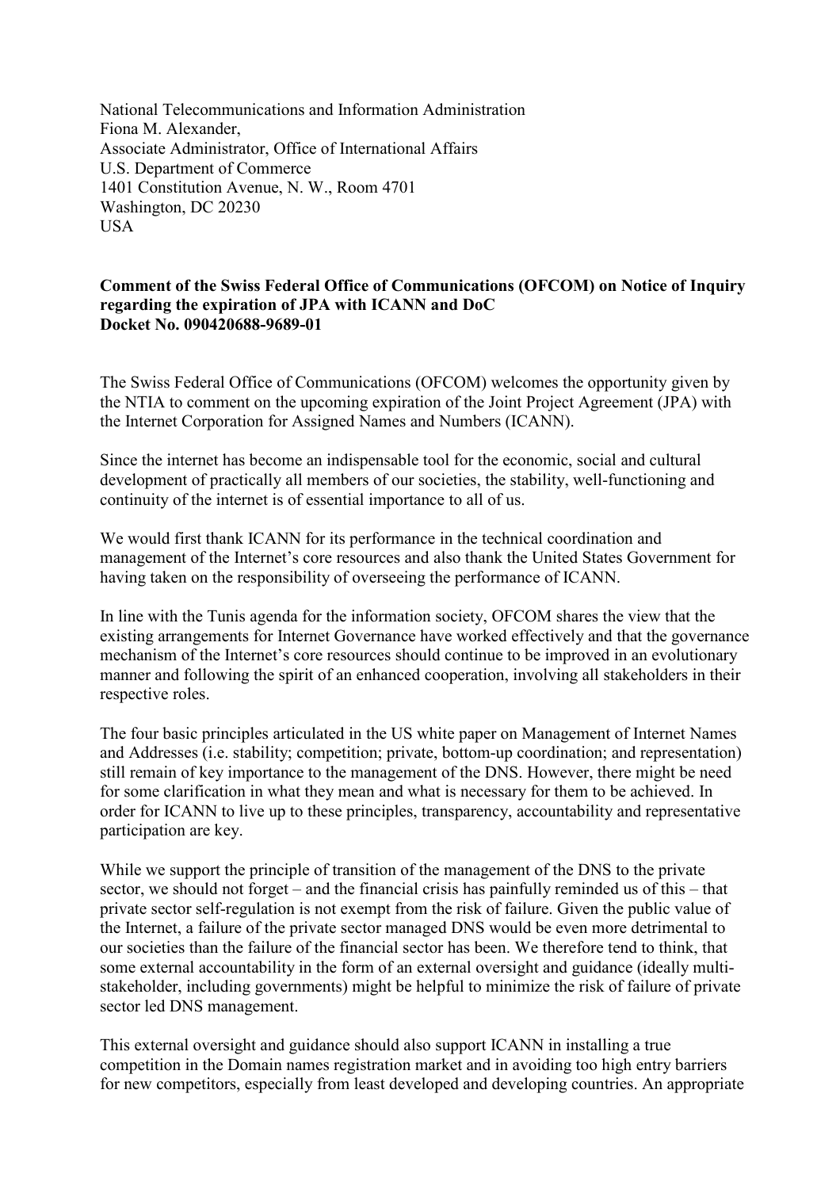National Telecommunications and Information Administration
Fiona M. Alexander,
Associate Administrator, Office of International Affairs
U.S. Department of Commerce
1401 Constitution Avenue, N. W., Room 4701
Washington, DC 20230
USA

**Comment of the Swiss Federal Office of Communications (OFCOM) on Notice of Inquiry regarding the expiration of JPA with ICANN and DoC**
**Docket No. 090420688-9689-01**

The Swiss Federal Office of Communications (OFCOM) welcomes the opportunity given by the NTIA to comment on the upcoming expiration of the Joint Project Agreement (JPA) with the Internet Corporation for Assigned Names and Numbers (ICANN).

Since the internet has become an indispensable tool for the economic, social and cultural development of practically all members of our societies, the stability, well-functioning and continuity of the internet is of essential importance to all of us.

We would first thank ICANN for its performance in the technical coordination and management of the Internet's core resources and also thank the United States Government for having taken on the responsibility of overseeing the performance of ICANN.

In line with the Tunis agenda for the information society, OFCOM shares the view that the existing arrangements for Internet Governance have worked effectively and that the governance mechanism of the Internet's core resources should continue to be improved in an evolutionary manner and following the spirit of an enhanced cooperation, involving all stakeholders in their respective roles.

The four basic principles articulated in the US white paper on Management of Internet Names and Addresses (i.e. stability; competition; private, bottom-up coordination; and representation) still remain of key importance to the management of the DNS. However, there might be need for some clarification in what they mean and what is necessary for them to be achieved. In order for ICANN to live up to these principles, transparency, accountability and representative participation are key.

While we support the principle of transition of the management of the DNS to the private sector, we should not forget – and the financial crisis has painfully reminded us of this – that private sector self-regulation is not exempt from the risk of failure. Given the public value of the Internet, a failure of the private sector managed DNS would be even more detrimental to our societies than the failure of the financial sector has been. We therefore tend to think, that some external accountability in the form of an external oversight and guidance (ideally multi-stakeholder, including governments) might be helpful to minimize the risk of failure of private sector led DNS management.

This external oversight and guidance should also support ICANN in installing a true competition in the Domain names registration market and in avoiding too high entry barriers for new competitors, especially from least developed and developing countries. An appropriate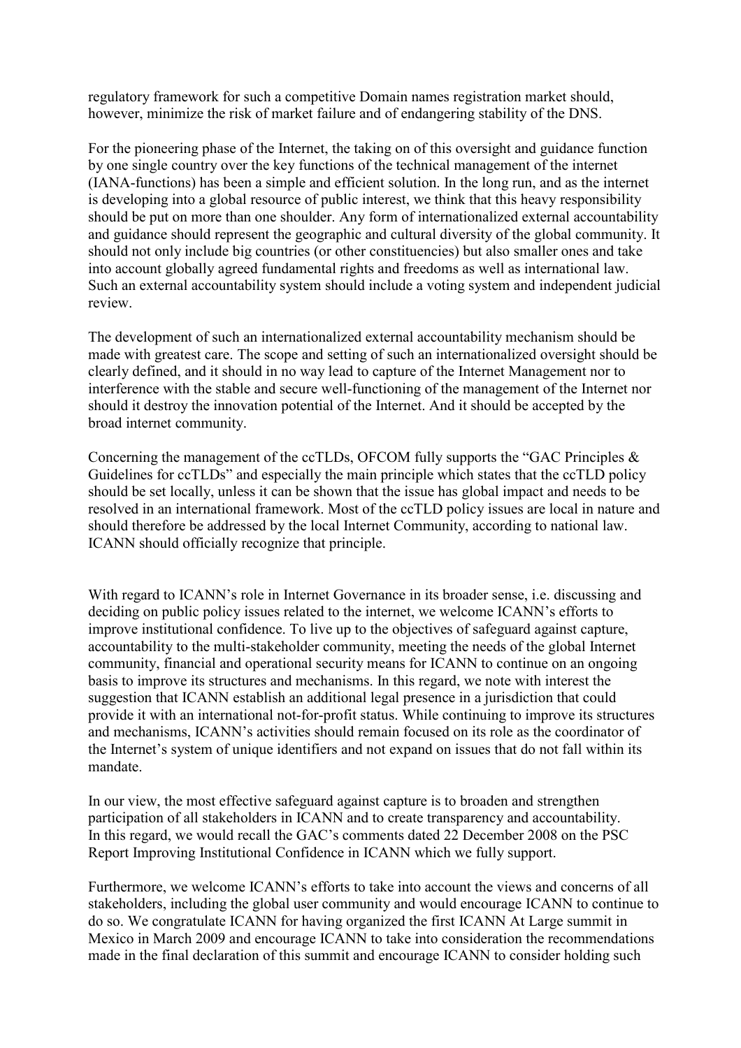regulatory framework for such a competitive Domain names registration market should, however, minimize the risk of market failure and of endangering stability of the DNS.

For the pioneering phase of the Internet, the taking on of this oversight and guidance function by one single country over the key functions of the technical management of the internet (IANA-functions) has been a simple and efficient solution. In the long run, and as the internet is developing into a global resource of public interest, we think that this heavy responsibility should be put on more than one shoulder. Any form of internationalized external accountability and guidance should represent the geographic and cultural diversity of the global community. It should not only include big countries (or other constituencies) but also smaller ones and take into account globally agreed fundamental rights and freedoms as well as international law. Such an external accountability system should include a voting system and independent judicial review.

The development of such an internationalized external accountability mechanism should be made with greatest care. The scope and setting of such an internationalized oversight should be clearly defined, and it should in no way lead to capture of the Internet Management nor to interference with the stable and secure well-functioning of the management of the Internet nor should it destroy the innovation potential of the Internet. And it should be accepted by the broad internet community.

Concerning the management of the ccTLDs, OFCOM fully supports the "GAC Principles & Guidelines for ccTLDs" and especially the main principle which states that the ccTLD policy should be set locally, unless it can be shown that the issue has global impact and needs to be resolved in an international framework. Most of the ccTLD policy issues are local in nature and should therefore be addressed by the local Internet Community, according to national law. ICANN should officially recognize that principle.

With regard to ICANN's role in Internet Governance in its broader sense, i.e. discussing and deciding on public policy issues related to the internet, we welcome ICANN's efforts to improve institutional confidence. To live up to the objectives of safeguard against capture, accountability to the multi-stakeholder community, meeting the needs of the global Internet community, financial and operational security means for ICANN to continue on an ongoing basis to improve its structures and mechanisms. In this regard, we note with interest the suggestion that ICANN establish an additional legal presence in a jurisdiction that could provide it with an international not-for-profit status. While continuing to improve its structures and mechanisms, ICANN's activities should remain focused on its role as the coordinator of the Internet's system of unique identifiers and not expand on issues that do not fall within its mandate.

In our view, the most effective safeguard against capture is to broaden and strengthen participation of all stakeholders in ICANN and to create transparency and accountability. In this regard, we would recall the GAC's comments dated 22 December 2008 on the PSC Report Improving Institutional Confidence in ICANN which we fully support.

Furthermore, we welcome ICANN's efforts to take into account the views and concerns of all stakeholders, including the global user community and would encourage ICANN to continue to do so. We congratulate ICANN for having organized the first ICANN At Large summit in Mexico in March 2009 and encourage ICANN to take into consideration the recommendations made in the final declaration of this summit and encourage ICANN to consider holding such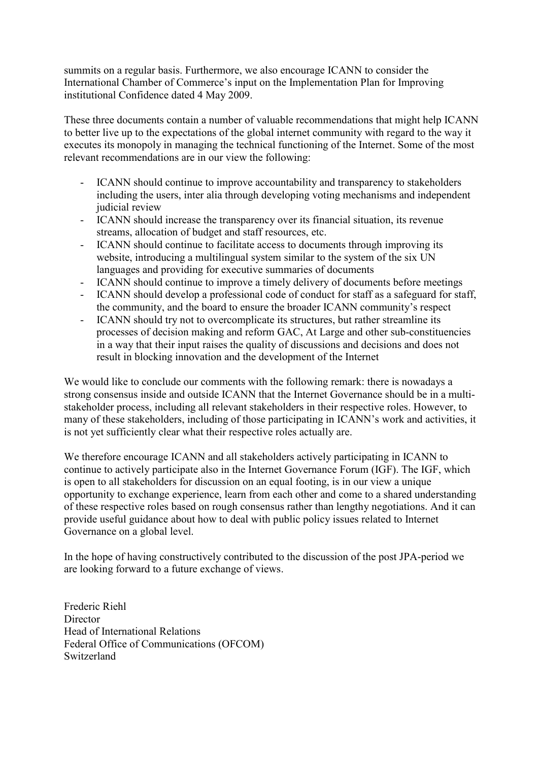summits on a regular basis. Furthermore, we also encourage ICANN to consider the International Chamber of Commerce's input on the Implementation Plan for Improving institutional Confidence dated 4 May 2009.

These three documents contain a number of valuable recommendations that might help ICANN to better live up to the expectations of the global internet community with regard to the way it executes its monopoly in managing the technical functioning of the Internet. Some of the most relevant recommendations are in our view the following:

- ICANN should continue to improve accountability and transparency to stakeholders including the users, inter alia through developing voting mechanisms and independent judicial review
- ICANN should increase the transparency over its financial situation, its revenue streams, allocation of budget and staff resources, etc.
- ICANN should continue to facilitate access to documents through improving its website, introducing a multilingual system similar to the system of the six UN languages and providing for executive summaries of documents
- ICANN should continue to improve a timely delivery of documents before meetings
- ICANN should develop a professional code of conduct for staff as a safeguard for staff, the community, and the board to ensure the broader ICANN community's respect
- ICANN should try not to overcomplicate its structures, but rather streamline its processes of decision making and reform GAC, At Large and other sub-constituencies in a way that their input raises the quality of discussions and decisions and does not result in blocking innovation and the development of the Internet

We would like to conclude our comments with the following remark: there is nowadays a strong consensus inside and outside ICANN that the Internet Governance should be in a multi-stakeholder process, including all relevant stakeholders in their respective roles. However, to many of these stakeholders, including of those participating in ICANN's work and activities, it is not yet sufficiently clear what their respective roles actually are.

We therefore encourage ICANN and all stakeholders actively participating in ICANN to continue to actively participate also in the Internet Governance Forum (IGF). The IGF, which is open to all stakeholders for discussion on an equal footing, is in our view a unique opportunity to exchange experience, learn from each other and come to a shared understanding of these respective roles based on rough consensus rather than lengthy negotiations. And it can provide useful guidance about how to deal with public policy issues related to Internet Governance on a global level.

In the hope of having constructively contributed to the discussion of the post JPA-period we are looking forward to a future exchange of views.

Frederic Riehl
Director
Head of International Relations
Federal Office of Communications (OFCOM)
Switzerland